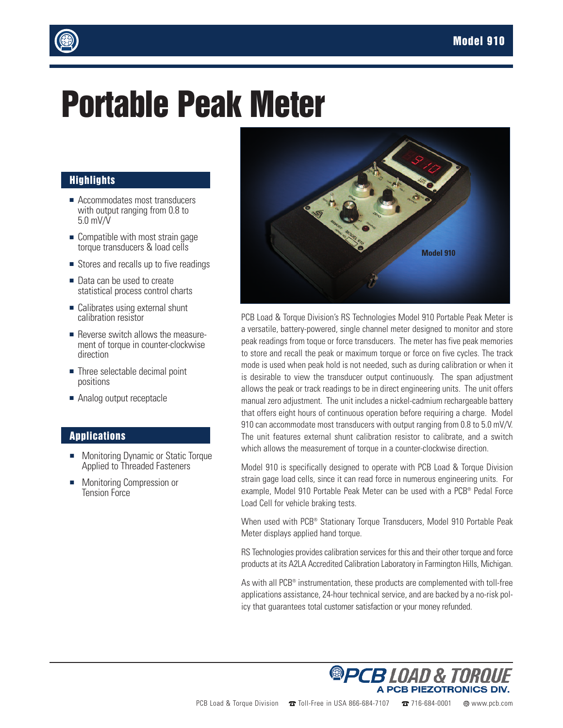# Portable Peak Meter

## Highlights

- Accommodates most transducers with output ranging from 0.8 to 5.0 mV/V
- Compatible with most strain gage torque transducers & load cells
- Stores and recalls up to five readings
- Data can be used to create statistical process control charts
- Calibrates using external shunt calibration resistor
- Reverse switch allows the measurement of torque in counter-clockwise direction
- Three selectable decimal point positions
- Analog output receptacle

## Applications

- Monitoring Dynamic or Static Torque Applied to Threaded Fasteners
- Monitoring Compression or Tension Force

Model 910

PCB Load & Torque Division's RS Technologies Model 910 Portable Peak Meter is a versatile, battery-powered, single channel meter designed to monitor and store peak readings from toque or force transducers. The meter has five peak memories to store and recall the peak or maximum torque or force on five cycles. The track mode is used when peak hold is not needed, such as during calibration or when it is desirable to view the transducer output continuously. The span adjustment allows the peak or track readings to be in direct engineering units. The unit offers manual zero adjustment. The unit includes a nickel-cadmium rechargeable battery that offers eight hours of continuous operation before requiring a charge. Model 910 can accommodate most transducers with output ranging from 0.8 to 5.0 mV/V. The unit features external shunt calibration resistor to calibrate, and a switch which allows the measurement of torque in a counter-clockwise direction.

Model 910 is specifically designed to operate with PCB Load & Torque Division strain gage load cells, since it can read force in numerous engineering units. For example, Model 910 Portable Peak Meter can be used with a PCB® Pedal Force Load Cell for vehicle braking tests.

When used with PCB® Stationary Torque Transducers, Model 910 Portable Peak Meter displays applied hand torque.

RS Technologies provides calibration services for this and their other torque and force products at its A2LA Accredited Calibration Laboratory in Farmington Hills, Michigan.

As with all PCB® instrumentation, these products are complemented with toll-free applications assistance, 24-hour technical service, and are backed by a no-risk policy that guarantees total customer satisfaction or your money refunded.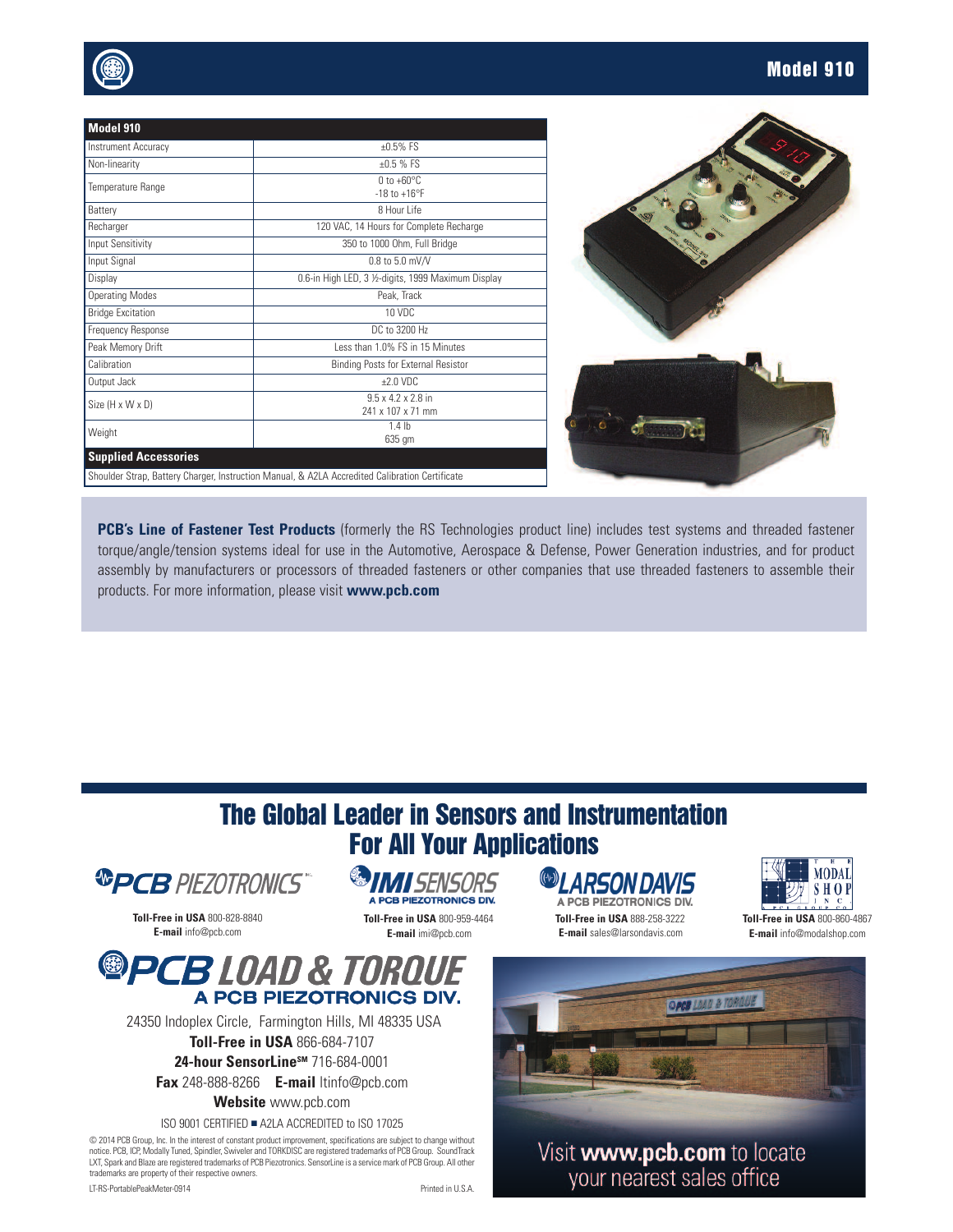## Model 910

| Model 910 | |
|---|---|
| Instrument Accuracy | ±0.5% FS |
| Non-linearity | ±0.5 % FS |
| Temperature Range | 0 to +60°C<br>-18 to +16°F |
| Battery | 8 Hour Life |
| Recharger | 120 VAC, 14 Hours for Complete Recharge |
| Input Sensitivity | 350 to 1000 Ohm, Full Bridge |
| Input Signal | 0.8 to 5.0 mV/V |
| Display | 0.6-in High LED, 3 ½-digits, 1999 Maximum Display |
| Operating Modes | Peak, Track |
| Bridge Excitation | 10 VDC |
| Frequency Response | DC to 3200 Hz |
| Peak Memory Drift | Less than 1.0% FS in 15 Minutes |
| Calibration | Binding Posts for External Resistor |
| Output Jack | ±2.0 VDC |
| Size (H x W x D) | 9.5 x 4.2 x 2.8 in<br>241 x 107 x 71 mm |
| Weight | 1.4 lb<br>635 gm |

**Supplied Accessories**

Shoulder Strap, Battery Charger, Instruction Manual, & A2LA Accredited Calibration Certificate

**PCB's Line of Fastener Test Products** (formerly the RS Technologies product line) includes test systems and threaded fastener torque/angle/tension systems ideal for use in the Automotive, Aerospace & Defense, Power Generation industries, and for product assembly by manufacturers or processors of threaded fasteners or other companies that use threaded fasteners to assemble their products. For more information, please visit **www.pcb.com**

# The Global Leader in Sensors and Instrumentation For All Your Applications

**PCB PIEZOTRONICS**
**Toll-Free in USA** 800-828-8840
**E-mail** info@pcb.com

**IMI SENSORS** A PCB PIEZOTRONICS DIV.
**Toll-Free in USA** 800-959-4464
**E-mail** imi@pcb.com

**LARSON DAVIS** A PCB PIEZOTRONICS DIV.
**Toll-Free in USA** 888-258-3222
**E-mail** sales@larsondavis.com

**THE MODAL SHOP INC.**
**Toll-Free in USA** 800-860-4867
**E-mail** info@modalshop.com

**PCB LOAD & TORQUE** A PCB PIEZOTRONICS DIV.

24350 Indoplex Circle, Farmington Hills, MI 48335 USA
**Toll-Free in USA** 866-684-7107
**24-hour SensorLine℠** 716-684-0001
**Fax** 248-888-8266 **E-mail** ltinfo@pcb.com
**Website** www.pcb.com

ISO 9001 CERTIFIED ■ A2LA ACCREDITED to ISO 17025

© 2014 PCB Group, Inc. In the interest of constant product improvement, specifications are subject to change without notice. PCB, ICP, Modally Tuned, Spindler, Swiveler and TORKDISC are registered trademarks of PCB Group. SoundTrack LXT, Spark and Blaze are registered trademarks of PCB Piezotronics. SensorLine is a service mark of PCB Group. All other trademarks are property of their respective owners.

LT-RS-PortablePeakMeter-0914 Printed in U.S.A.

Visit **www.pcb.com** to locate your nearest sales office